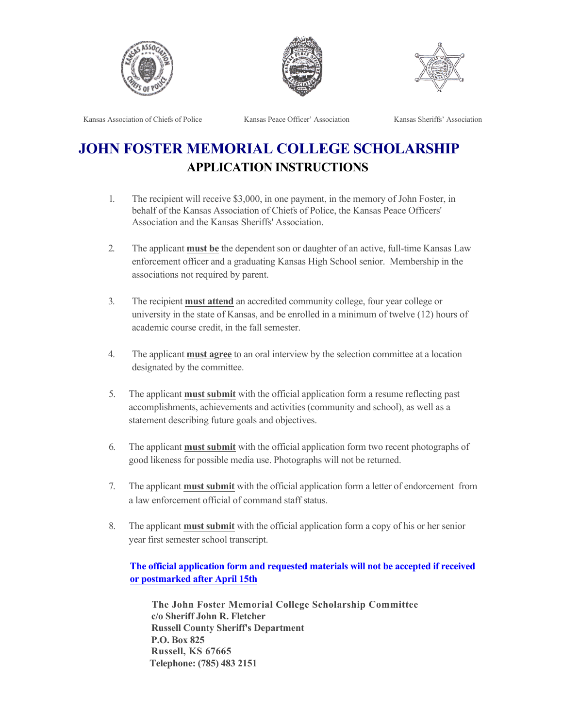Kansas Association of Chiefs of Police | Kansas Peace Officer' Association | Kansas Sheriffs' Association

# JOHN FOSTER MEMORIAL COLLEGE SCHOLARSHIP

## APPLICATION INSTRUCTIONS

1. The recipient will receive $3,000, in one payment, in the memory of John Foster, in behalf of the Kansas Association of Chiefs of Police, the Kansas Peace Officers' Association and the Kansas Sheriffs' Association.

2. The applicant **must be** the dependent son or daughter of an active, full-time Kansas Law enforcement officer and a graduating Kansas High School senior. Membership in the associations not required by parent.

3. The recipient **must attend** an accredited community college, four year college or university in the state of Kansas, and be enrolled in a minimum of twelve (12) hours of academic course credit, in the fall semester.

4. The applicant **must agree** to an oral interview by the selection committee at a location designated by the committee.

5. The applicant **must submit** with the official application form a resume reflecting past accomplishments, achievements and activities (community and school), as well as a statement describing future goals and objectives.

6. The applicant **must submit** with the official application form two recent photographs of good likeness for possible media use. Photographs will not be returned.

7. The applicant **must submit** with the official application form a letter of endorsement from a law enforcement official of command staff status.

8. The applicant **must submit** with the official application form a copy of his or her senior year first semester school transcript.

**The official application form and requested materials will not be accepted if received or postmarked after April 15th**

**The John Foster Memorial College Scholarship Committee**
**c/o Sheriff John R. Fletcher**
**Russell County Sheriff's Department**
**P.O. Box 825**
**Russell, KS 67665**
**Telephone: (785) 483 2151**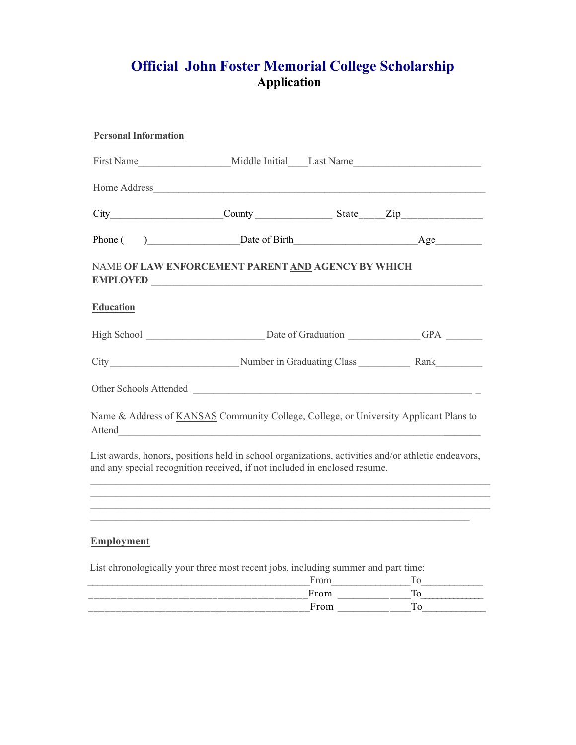# Official John Foster Memorial College Scholarship

## Application

**Personal Information**

First Name__________________Middle Initial____Last Name_________________________

Home Address________________________________________________________________

City_____________________County _______________ State_____Zip_______________

Phone ( )__________________Date of Birth_______________________Age_________

NAME **OF LAW ENFORCEMENT PARENT AND AGENCY BY WHICH EMPLOYED** ____________________________________________________________

**Education**

High School ________________________ Date of Graduation ______________ GPA _______

City __________________________ Number in Graduating Class __________ Rank_________

Other Schools Attended ________________________________________________________

Name & Address of KANSAS Community College, College, or University Applicant Plans to Attend_______________________________________________________________________

List awards, honors, positions held in school organizations, activities and/or athletic endeavors, and any special recognition received, if not included in enclosed resume.

_____________________________________________________________________________
_____________________________________________________________________________
_____________________________________________________________________________
_____________________________________________________________________________

**Employment**

List chronologically your three most recent jobs, including summer and part time:

_________________________________________From_______________To____________
_________________________________________From _____________To____________
_________________________________________From _____________To____________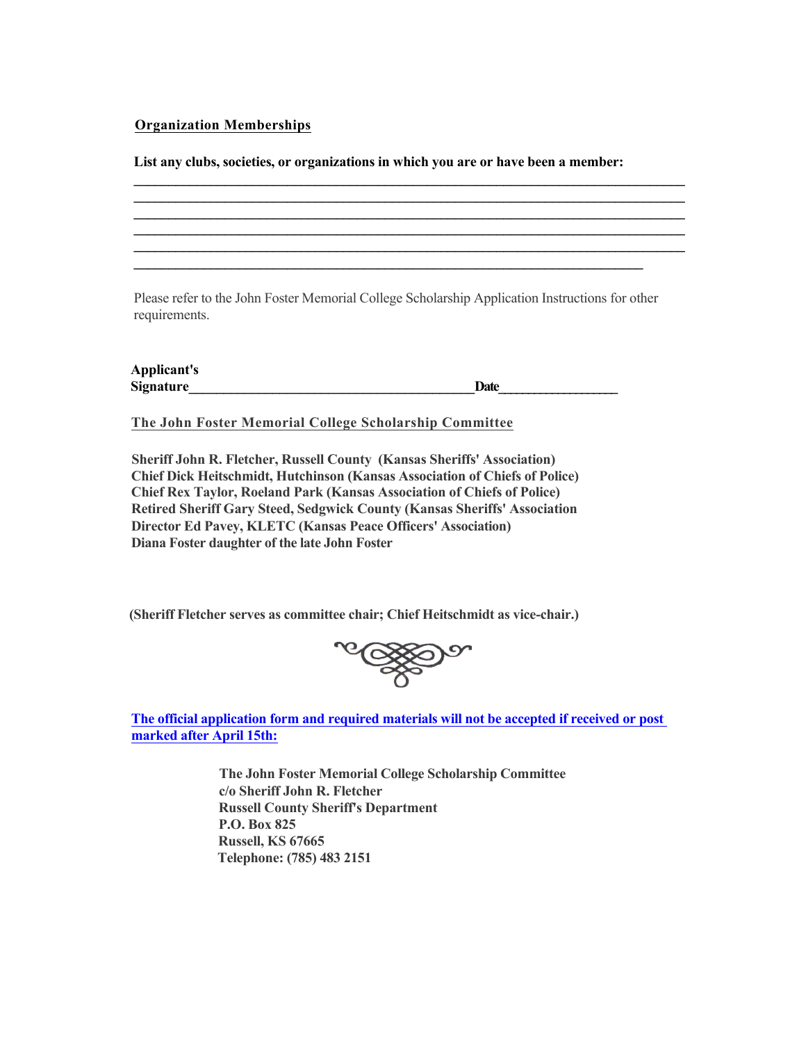## Organization Memberships

**List any clubs, societies, or organizations in which you are or have been a member:**

______________________________________________________________________________
______________________________________________________________________________
______________________________________________________________________________
______________________________________________________________________________
______________________________________________________________________________
__________________________________________________________________________

Please refer to the John Foster Memorial College Scholarship Application Instructions for other requirements.

**Applicant's Signature**_________________________________________**Date**_________________

## The John Foster Memorial College Scholarship Committee

**Sheriff John R. Fletcher, Russell County (Kansas Sheriffs' Association)**
**Chief Dick Heitschmidt, Hutchinson (Kansas Association of Chiefs of Police)**
**Chief Rex Taylor, Roeland Park (Kansas Association of Chiefs of Police)**
**Retired Sheriff Gary Steed, Sedgwick County (Kansas Sheriffs' Association**
**Director Ed Pavey, KLETC (Kansas Peace Officers' Association)**
**Diana Foster daughter of the late John Foster**

**(Sheriff Fletcher serves as committee chair; Chief Heitschmidt as vice-chair.)**

**The official application form and required materials will not be accepted if received or post marked after April 15th:**

**The John Foster Memorial College Scholarship Committee**
**c/o Sheriff John R. Fletcher**
**Russell County Sheriff's Department**
**P.O. Box 825**
**Russell, KS 67665**
**Telephone: (785) 483 2151**